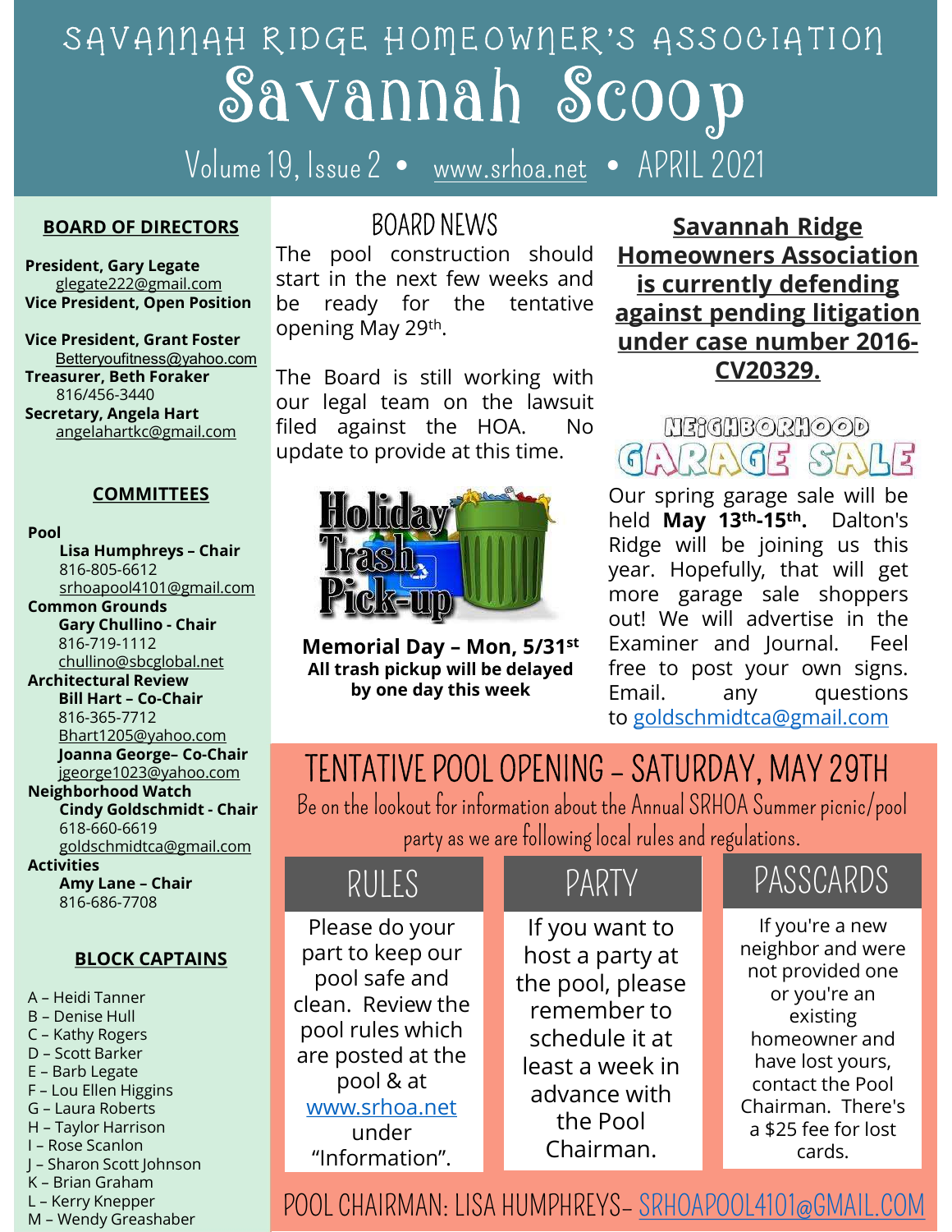# SAVANNAH RIDGE HOMEOWNER'S ASSOCIATION

# Savannah Scoop

Volume 19, Issue 2 • www.srhoa.net • APRIL 2021

## BOARD OF DIRECTORS

**President, Gary Legate**
glegate222@gmail.com
**Vice President, Open Position**

**Vice President, Grant Foster**
Betteryoufitness@yahoo.com
**Treasurer, Beth Foraker**
816/456-3440
**Secretary, Angela Hart**
angelahartkc@gmail.com

## COMMITTEES

**Pool**
**Lisa Humphreys – Chair**
816-805-6612
srhoapool4101@gmail.com
**Common Grounds**
**Gary Chullino - Chair**
816-719-1112
chullino@sbcglobal.net
**Architectural Review**
**Bill Hart – Co-Chair**
816-365-7712
Bhart1205@yahoo.com
**Joanna George– Co-Chair**
jgeorge1023@yahoo.com
**Neighborhood Watch**
**Cindy Goldschmidt - Chair**
618-660-6619
goldschmidtca@gmail.com
**Activities**
**Amy Lane – Chair**
816-686-7708

## BLOCK CAPTAINS

A – Heidi Tanner
B – Denise Hull
C – Kathy Rogers
D – Scott Barker
E – Barb Legate
F – Lou Ellen Higgins
G – Laura Roberts
H – Taylor Harrison
I – Rose Scanlon
J – Sharon Scott Johnson
K – Brian Graham
L – Kerry Knepper
M – Wendy Greashaber

## BOARD NEWS

The pool construction should start in the next few weeks and be ready for the tentative opening May 29th.

The Board is still working with our legal team on the lawsuit filed against the HOA. No update to provide at this time.

Holiday Trash Pick-up

**Memorial Day – Mon, 5/31st**
**All trash pickup will be delayed by one day this week**

## Savannah Ridge Homeowners Association is currently defending against pending litigation under case number 2016-CV20329.

## NEIGHBORHOOD GARAGE SALE

Our spring garage sale will be held **May 13th-15th.** Dalton's Ridge will be joining us this year. Hopefully, that will get more garage sale shoppers out! We will advertise in the Examiner and Journal. Feel free to post your own signs. Email. any questions to goldschmidtca@gmail.com

## TENTATIVE POOL OPENING – SATURDAY, MAY 29TH

Be on the lookout for information about the Annual SRHOA Summer picnic/pool party as we are following local rules and regulations.

### RULES

Please do your part to keep our pool safe and clean. Review the pool rules which are posted at the pool & at www.srhoa.net under "Information".

### PARTY

If you want to host a party at the pool, please remember to schedule it at least a week in advance with the Pool Chairman.

### PASSCARDS

If you're a new neighbor and were not provided one or you're an existing homeowner and have lost yours, contact the Pool Chairman. There's a $25 fee for lost cards.

POOL CHAIRMAN: LISA HUMPHREYS– SRHOAPOOL4101@GMAIL.COM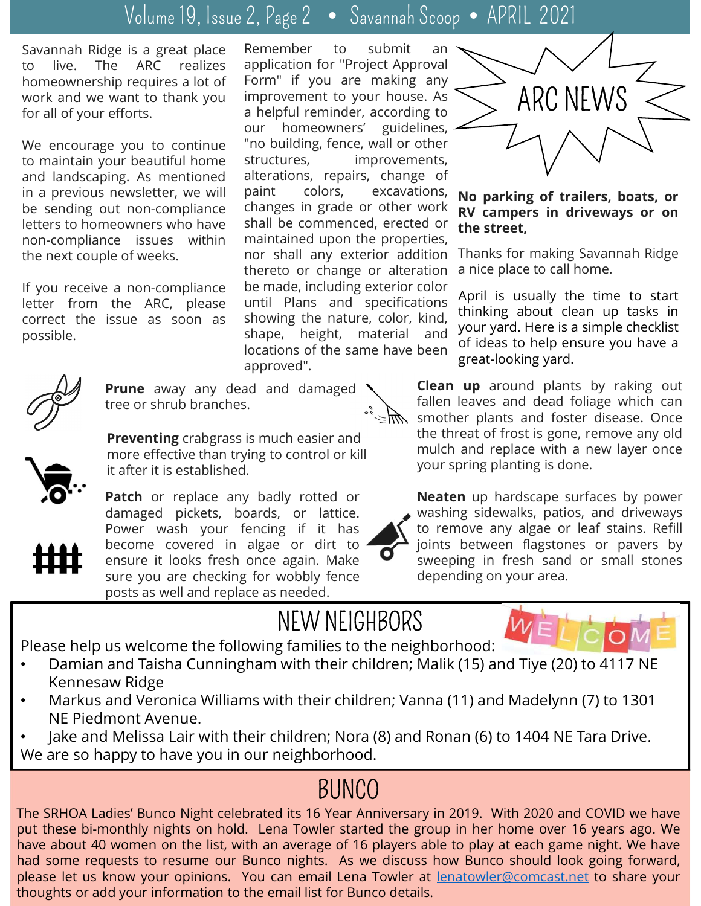Savannah Ridge is a great place to live. The ARC realizes homeownership requires a lot of work and we want to thank you for all of your efforts.

We encourage you to continue to maintain your beautiful home and landscaping. As mentioned in a previous newsletter, we will be sending out non-compliance letters to homeowners who have non-compliance issues within the next couple of weeks.

If you receive a non-compliance letter from the ARC, please correct the issue as soon as possible.

Remember to submit an application for "Project Approval Form" if you are making any improvement to your house. As a helpful reminder, according to our homeowners' guidelines, "no building, fence, wall or other structures, improvements, alterations, repairs, change of paint colors, excavations, changes in grade or other work shall be commenced, erected or maintained upon the properties, nor shall any exterior addition thereto or change or alteration be made, including exterior color until Plans and specifications showing the nature, color, kind, shape, height, material and locations of the same have been approved".

# ARC NEWS

**No parking of trailers, boats, or RV campers in driveways or on the street,**

Thanks for making Savannah Ridge a nice place to call home.

April is usually the time to start thinking about clean up tasks in your yard. Here is a simple checklist of ideas to help ensure you have a great-looking yard.

**Prune** away any dead and damaged tree or shrub branches.

**Preventing** crabgrass is much easier and more effective than trying to control or kill it after it is established.

**Patch** or replace any badly rotted or damaged pickets, boards, or lattice. Power wash your fencing if it has become covered in algae or dirt to ensure it looks fresh once again. Make sure you are checking for wobbly fence posts as well and replace as needed.

**Clean up** around plants by raking out fallen leaves and dead foliage which can smother plants and foster disease. Once the threat of frost is gone, remove any old mulch and replace with a new layer once your spring planting is done.

**Neaten** up hardscape surfaces by power washing sidewalks, patios, and driveways to remove any algae or leaf stains. Refill joints between flagstones or pavers by sweeping in fresh sand or small stones depending on your area.

# NEW NEIGHBORS

WELCOME

Please help us welcome the following families to the neighborhood:

- Damian and Taisha Cunningham with their children; Malik (15) and Tiye (20) to 4117 NE Kennesaw Ridge
- Markus and Veronica Williams with their children; Vanna (11) and Madelynn (7) to 1301 NE Piedmont Avenue.
- Jake and Melissa Lair with their children; Nora (8) and Ronan (6) to 1404 NE Tara Drive.

We are so happy to have you in our neighborhood.

# BUNCO

The SRHOA Ladies' Bunco Night celebrated its 16 Year Anniversary in 2019. With 2020 and COVID we have put these bi-monthly nights on hold. Lena Towler started the group in her home over 16 years ago. We have about 40 women on the list, with an average of 16 players able to play at each game night. We have had some requests to resume our Bunco nights. As we discuss how Bunco should look going forward, please let us know your opinions. You can email Lena Towler at lenatowler@comcast.net to share your thoughts or add your information to the email list for Bunco details.